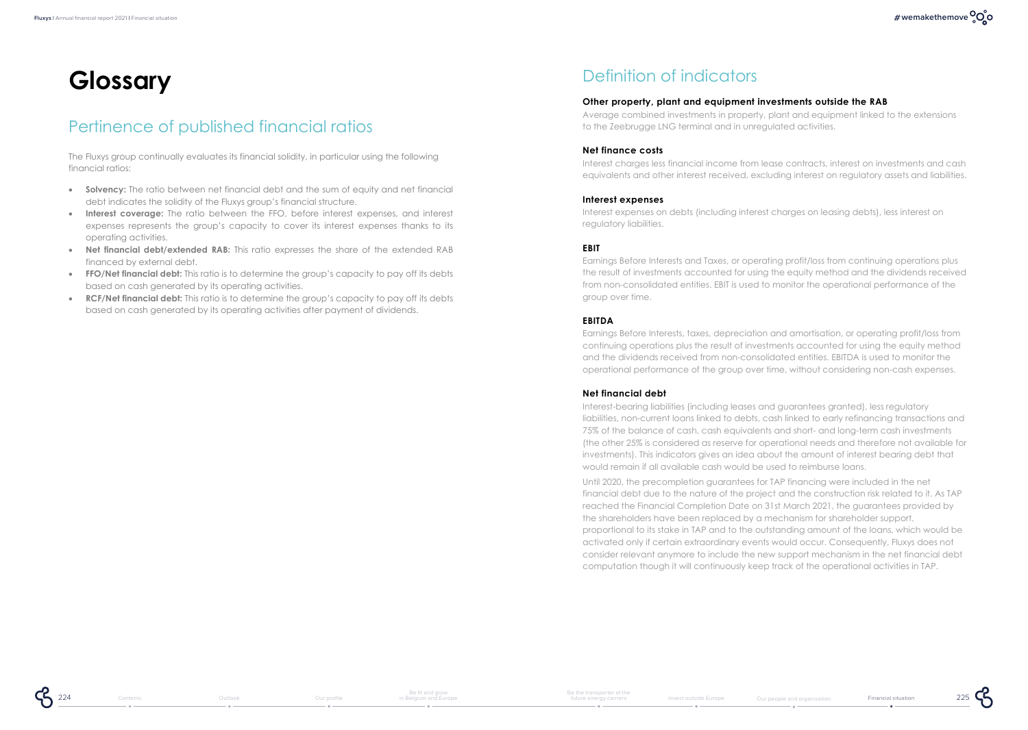# Glossary

## Pertinence of published financial ratios

The Fluxys group continually evaluates its financial solidity, in particular using the following financial ratios:

- **Solvency:** The ratio between net financial debt and the sum of equity and net financial debt indicates the solidity of the Fluxys group's financial structure.
- **Interest coverage:** The ratio between the FFO, before interest expenses, and interest expenses represents the group's capacity to cover its interest expenses thanks to its operating activities.
- **Net financial debt/extended RAB:** This ratio expresses the share of the extended RAB financed by external debt.
- **FFO/Net financial debt:** This ratio is to determine the group's capacity to pay off its debts based on cash generated by its operating activities.
- **RCF/Net financial debt:** This ratio is to determine the group's capacity to pay off its debts based on cash generated by its operating activities after payment of dividends.

## Definition of indicators

### Other property, plant and equipment investments outside the RAB

Average combined investments in property, plant and equipment linked to the extensions to the Zeebrugge LNG terminal and in unregulated activities.

### Net finance costs

Interest charges less financial income from lease contracts, interest on investments and cash equivalents and other interest received, excluding interest on regulatory assets and liabilities.

### Interest expenses

Interest expenses on debts (including interest charges on leasing debts), less interest on regulatory liabilities.

### EBIT

Earnings Before Interests and Taxes, or operating profit/loss from continuing operations plus the result of investments accounted for using the equity method and the dividends received from non-consolidated entities. EBIT is used to monitor the operational performance of the group over time.

### EBITDA

Earnings Before Interests, taxes, depreciation and amortisation, or operating profit/loss from continuing operations plus the result of investments accounted for using the equity method and the dividends received from non-consolidated entities. EBITDA is used to monitor the operational performance of the group over time, without considering non-cash expenses.

### Net financial debt

Interest-bearing liabilities (including leases and guarantees granted), less regulatory liabilities, non-current loans linked to debts, cash linked to early refinancing transactions and 75% of the balance of cash, cash equivalents and short- and long-term cash investments (the other 25% is considered as reserve for operational needs and therefore not available for investments). This indicators gives an idea about the amount of interest bearing debt that would remain if all available cash would be used to reimburse loans.

Until 2020, the precompletion guarantees for TAP financing were included in the net financial debt due to the nature of the project and the construction risk related to it. As TAP reached the Financial Completion Date on 31st March 2021, the guarantees provided by the shareholders have been replaced by a mechanism for shareholder support, proportional to its stake in TAP and to the outstanding amount of the loans, which would be activated only if certain extraordinary events would occur. Consequently, Fluxys does not consider relevant anymore to include the new support mechanism in the net financial debt computation though it will continuously keep track of the operational activities in TAP.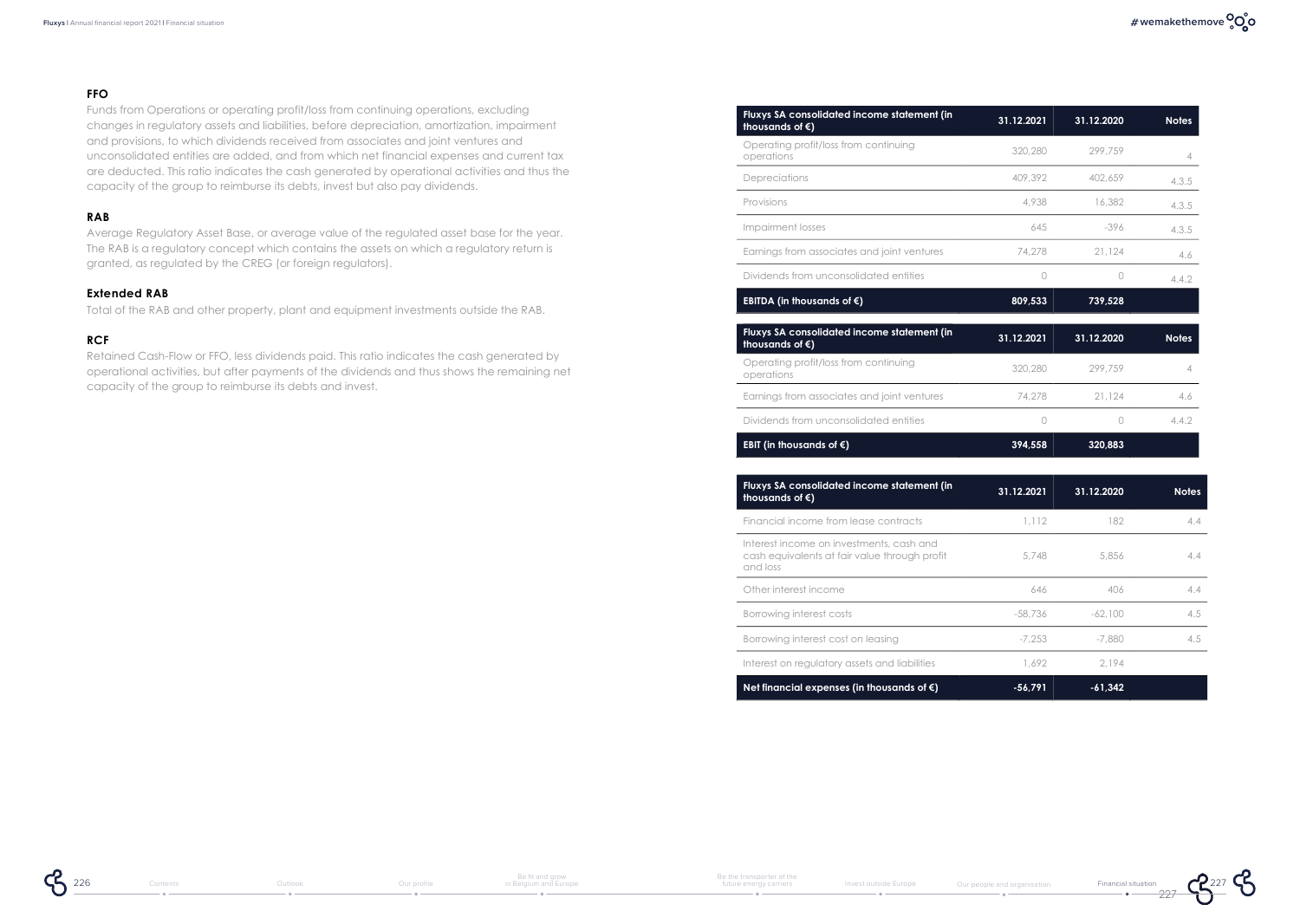### FFO

Funds from Operations or operating profit/loss from continuing operations, excluding changes in regulatory assets and liabilities, before depreciation, amortization, impairment and provisions, to which dividends received from associates and joint ventures and unconsolidated entities are added, and from which net financial expenses and current tax are deducted. This ratio indicates the cash generated by operational activities and thus the capacity of the group to reimburse its debts, invest but also pay dividends.

### RAB

Average Regulatory Asset Base, or average value of the regulated asset base for the year. The RAB is a regulatory concept which contains the assets on which a regulatory return is granted, as regulated by the CREG (or foreign regulators).

### Extended RAB

Total of the RAB and other property, plant and equipment investments outside the RAB.

### RCF

Retained Cash-Flow or FFO, less dividends paid. This ratio indicates the cash generated by operational activities, but after payments of the dividends and thus shows the remaining net capacity of the group to reimburse its debts and invest.

| Fluxys SA consolidated income statement (in thousands of €) | 31.12.2021 | 31.12.2020 | Notes |
|---|---|---|---|
| Operating profit/loss from continuing operations | 320,280 | 299,759 | 4 |
| Depreciations | 409,392 | 402,659 | 4.3.5 |
| Provisions | 4,938 | 16,382 | 4.3.5 |
| Impairment losses | 645 | -396 | 4.3.5 |
| Earnings from associates and joint ventures | 74,278 | 21,124 | 4.6 |
| Dividends from unconsolidated entities | 0 | 0 | 4.4.2 |
| **EBITDA (in thousands of €)** | **809,533** | **739,528** | |

| Fluxys SA consolidated income statement (in thousands of €) | 31.12.2021 | 31.12.2020 | Notes |
|---|---|---|---|
| Operating profit/loss from continuing operations | 320,280 | 299,759 | 4 |
| Earnings from associates and joint ventures | 74,278 | 21,124 | 4.6 |
| Dividends from unconsolidated entities | 0 | 0 | 4.4.2 |
| **EBIT (in thousands of €)** | **394,558** | **320,883** | |

| Fluxys SA consolidated income statement (in thousands of €) | 31.12.2021 | 31.12.2020 | Notes |
|---|---|---|---|
| Financial income from lease contracts | 1,112 | 182 | 4.4 |
| Interest income on investments, cash and cash equivalents at fair value through profit and loss | 5,748 | 5,856 | 4.4 |
| Other interest income | 646 | 406 | 4.4 |
| Borrowing interest costs | -58,736 | -62,100 | 4.5 |
| Borrowing interest cost on leasing | -7,253 | -7,880 | 4.5 |
| Interest on regulatory assets and liabilities | 1,692 | 2,194 | |
| **Net financial expenses (in thousands of €)** | **-56,791** | **-61,342** | |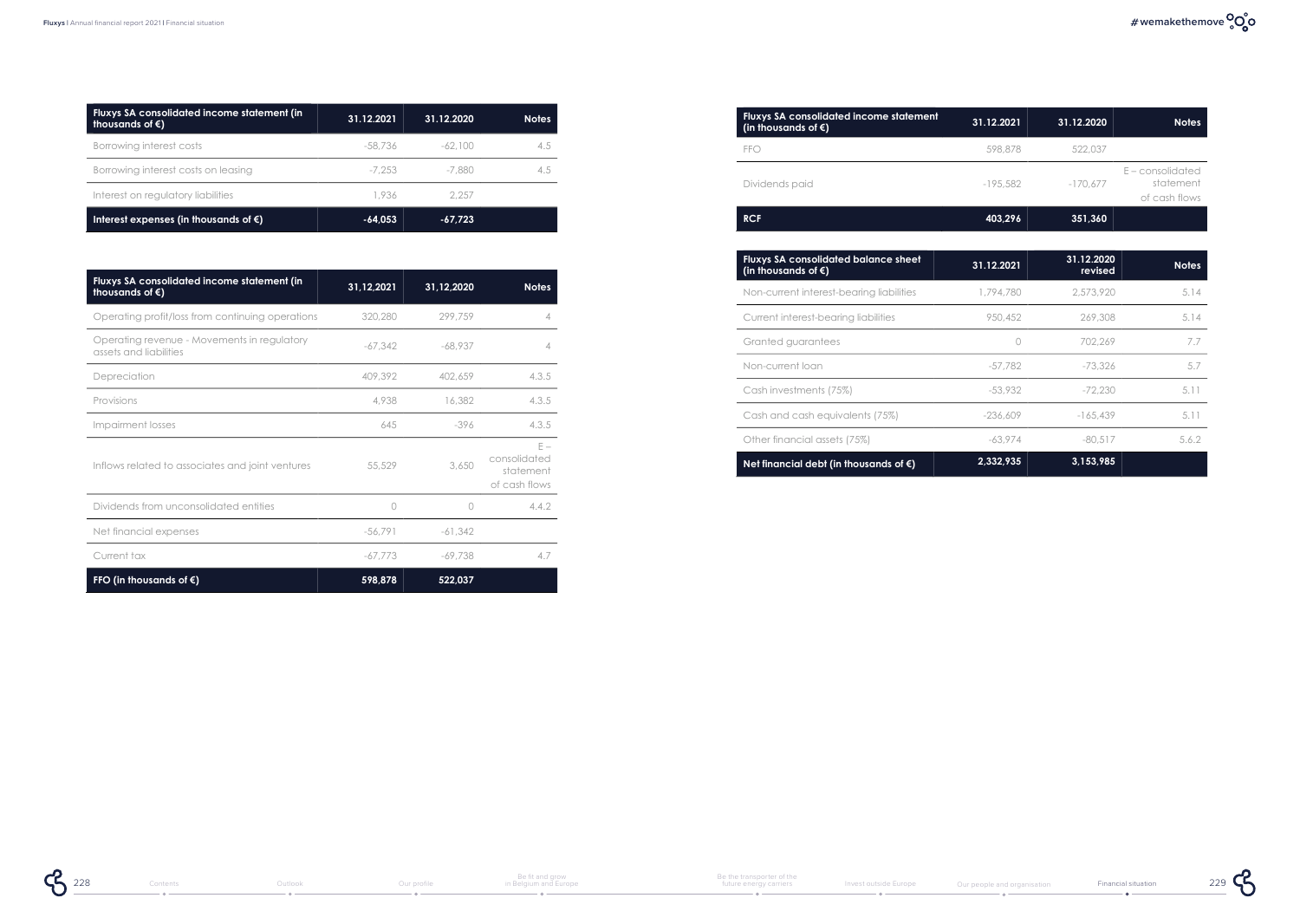| Fluxys SA consolidated income statement (in thousands of €) | 31.12.2021 | 31.12.2020 | Notes |
|---|---|---|---|
| Borrowing interest costs | -58,736 | -62,100 | 4.5 |
| Borrowing interest costs on leasing | -7,253 | -7,880 | 4.5 |
| Interest on regulatory liabilities | 1,936 | 2,257 | |
| **Interest expenses (in thousands of €)** | **-64,053** | **-67,723** | |

| Fluxys SA consolidated income statement (in thousands of €) | 31,12,2021 | 31,12,2020 | Notes |
|---|---|---|---|
| Operating profit/loss from continuing operations | 320,280 | 299,759 | 4 |
| Operating revenue - Movements in regulatory assets and liabilities | -67,342 | -68,937 | 4 |
| Depreciation | 409,392 | 402,659 | 4.3.5 |
| Provisions | 4,938 | 16,382 | 4.3.5 |
| Impairment losses | 645 | -396 | 4.3.5 |
| Inflows related to associates and joint ventures | 55,529 | 3,650 | E – consolidated statement of cash flows |
| Dividends from unconsolidated entities | 0 | 0 | 4.4.2 |
| Net financial expenses | -56,791 | -61,342 | |
| Current tax | -67,773 | -69,738 | 4.7 |
| **FFO (in thousands of €)** | **598,878** | **522,037** | |

| Fluxys SA consolidated income statement (in thousands of €) | 31.12.2021 | 31.12.2020 | Notes |
|---|---|---|---|
| FFO | 598,878 | 522,037 | |
| Dividends paid | -195,582 | -170,677 | E – consolidated statement of cash flows |
| **RCF** | **403,296** | **351,360** | |

| Fluxys SA consolidated balance sheet (in thousands of €) | 31.12.2021 | 31.12.2020 revised | Notes |
|---|---|---|---|
| Non-current interest-bearing liabilities | 1,794,780 | 2,573,920 | 5.14 |
| Current interest-bearing liabilities | 950,452 | 269,308 | 5.14 |
| Granted guarantees | 0 | 702,269 | 7.7 |
| Non-current loan | -57,782 | -73,326 | 5.7 |
| Cash investments (75%) | -53,932 | -72,230 | 5.11 |
| Cash and cash equivalents (75%) | -236,609 | -165,439 | 5.11 |
| Other financial assets (75%) | -63,974 | -80,517 | 5.6.2 |
| **Net financial debt (in thousands of €)** | **2,332,935** | **3,153,985** | |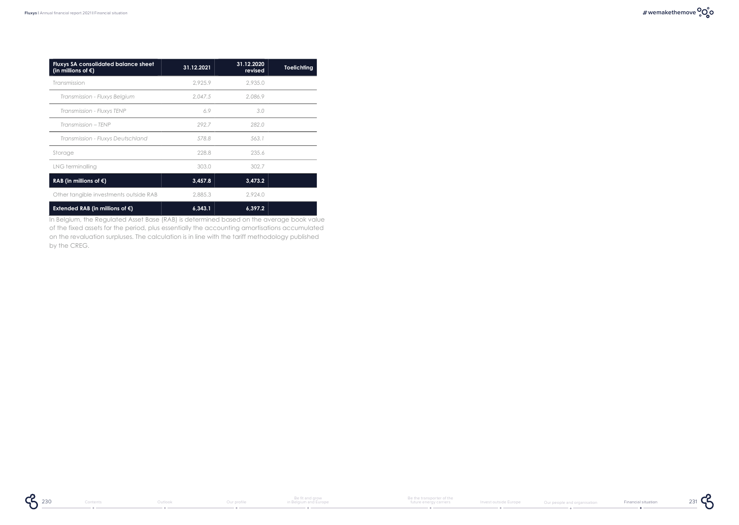| Fluxys SA consolidated balance sheet (in millions of €) | 31.12.2021 | 31.12.2020 revised | Toelichting |
| --- | --- | --- | --- |
| Transmission | 2,925.9 | 2,935.0 | |
| *Transmission - Fluxys Belgium* | *2,047.5* | *2,086.9* | |
| *Transmission - Fluxys TENP* | *6.9* | *3.0* | |
| *Transmission – TENP* | *292.7* | *282.0* | |
| *Transmission - Fluxys Deutschland* | *578.8* | *563.1* | |
| Storage | 228.8 | 235.6 | |
| LNG terminalling | 303.0 | 302.7 | |
| **RAB (in millions of €)** | **3,457.8** | **3,473.2** | |
| Other tangible investments outside RAB | 2,885.3 | 2,924.0 | |
| **Extended RAB (in millions of €)** | **6,343.1** | **6,397.2** | |

In Belgium, the Regulated Asset Base (RAB) is determined based on the average book value of the fixed assets for the period, plus essentially the accounting amortisations accumulated on the revaluation surpluses. The calculation is in line with the tariff methodology published by the CREG.